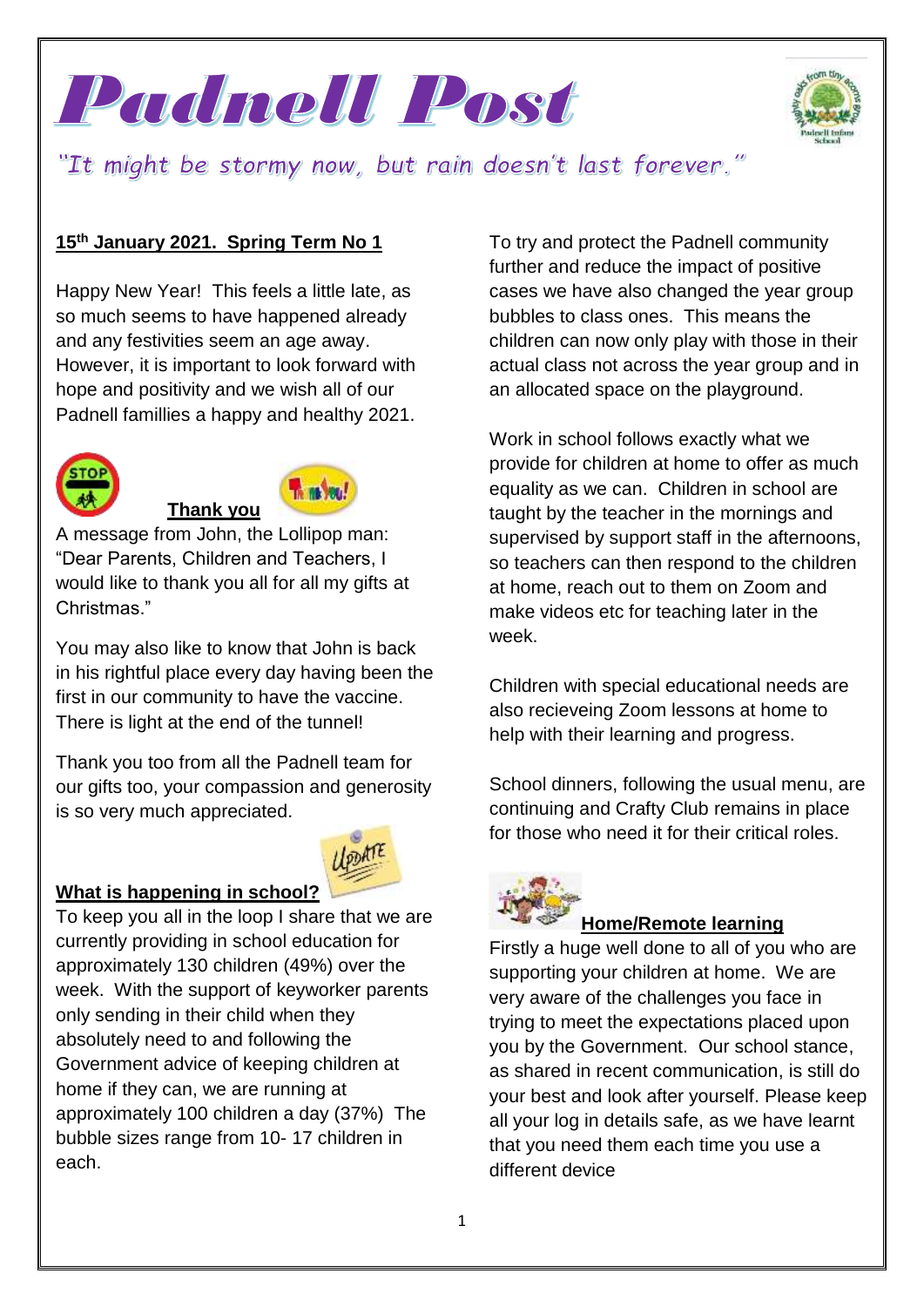# Padnell Post

*"It might be stormy now, but rain doesn't last forever."*

**15th January 2021. Spring Term No 1**

Happy New Year! This feels a little late, as so much seems to have happened already and any festivities seem an age away. However, it is important to look forward with hope and positivity and we wish all of our Padnell famillies a happy and healthy 2021.

## Thank you

A message from John, the Lollipop man: "Dear Parents, Children and Teachers, I would like to thank you all for all my gifts at Christmas."

You may also like to know that John is back in his rightful place every day having been the first in our community to have the vaccine. There is light at the end of the tunnel!

Thank you too from all the Padnell team for our gifts too, your compassion and generosity is so very much appreciated.

## What is happening in school?

To keep you all in the loop I share that we are currently providing in school education for approximately 130 children (49%) over the week. With the support of keyworker parents only sending in their child when they absolutely need to and following the Government advice of keeping children at home if they can, we are running at approximately 100 children a day (37%) The bubble sizes range from 10- 17 children in each.

To try and protect the Padnell community further and reduce the impact of positive cases we have also changed the year group bubbles to class ones. This means the children can now only play with those in their actual class not across the year group and in an allocated space on the playground.

Work in school follows exactly what we provide for children at home to offer as much equality as we can. Children in school are taught by the teacher in the mornings and supervised by support staff in the afternoons, so teachers can then respond to the children at home, reach out to them on Zoom and make videos etc for teaching later in the week.

Children with special educational needs are also recieveing Zoom lessons at home to help with their learning and progress.

School dinners, following the usual menu, are continuing and Crafty Club remains in place for those who need it for their critical roles.

## Home/Remote learning

Firstly a huge well done to all of you who are supporting your children at home. We are very aware of the challenges you face in trying to meet the expectations placed upon you by the Government. Our school stance, as shared in recent communication, is still do your best and look after yourself. Please keep all your log in details safe, as we have learnt that you need them each time you use a different device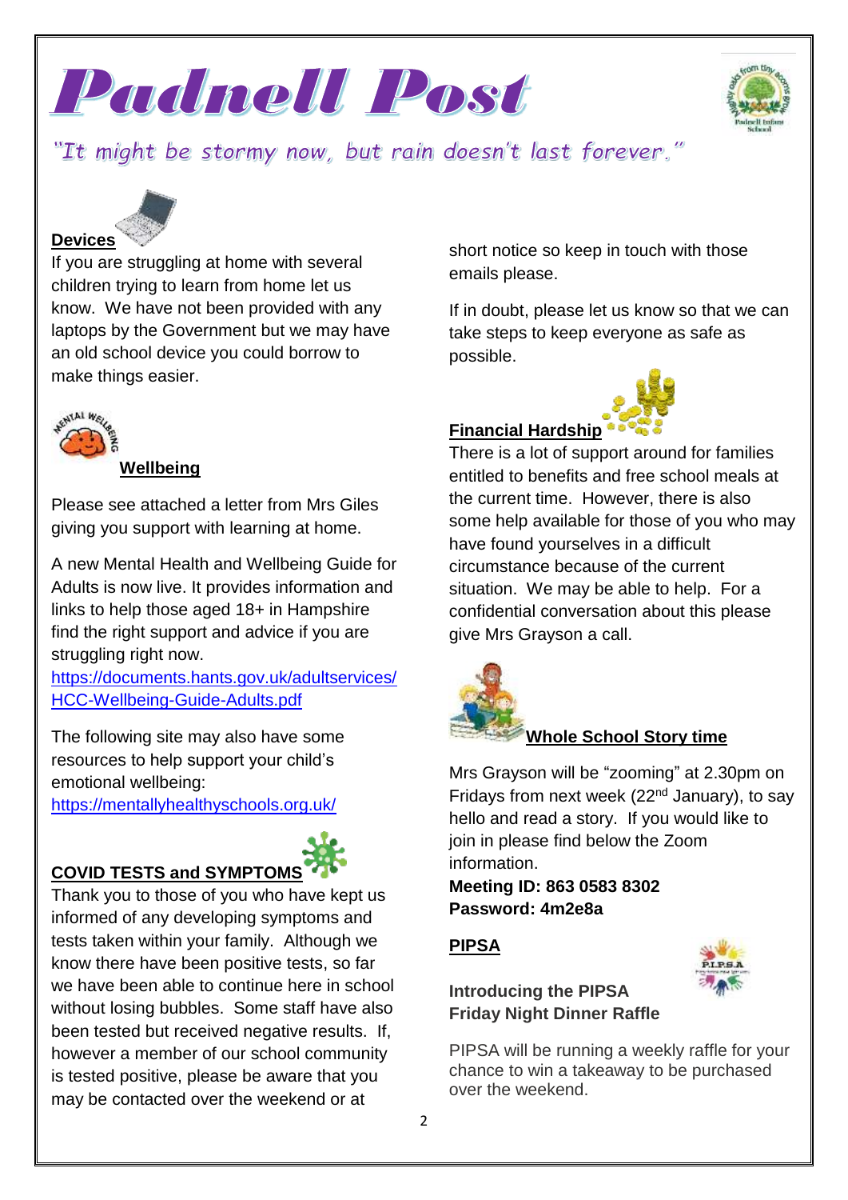# Padnell Post

*"It might be stormy now, but rain doesn't last forever."*

## Devices

If you are struggling at home with several children trying to learn from home let us know. We have not been provided with any laptops by the Government but we may have an old school device you could borrow to make things easier.

## Wellbeing

Please see attached a letter from Mrs Giles giving you support with learning at home.

A new Mental Health and Wellbeing Guide for Adults is now live. It provides information and links to help those aged 18+ in Hampshire find the right support and advice if you are struggling right now.
https://documents.hants.gov.uk/adultservices/HCC-Wellbeing-Guide-Adults.pdf

The following site may also have some resources to help support your child's emotional wellbeing:
https://mentallyhealthyschools.org.uk/

## COVID TESTS and SYMPTOMS

Thank you to those of you who have kept us informed of any developing symptoms and tests taken within your family. Although we know there have been positive tests, so far we have been able to continue here in school without losing bubbles. Some staff have also been tested but received negative results. If, however a member of our school community is tested positive, please be aware that you may be contacted over the weekend or at short notice so keep in touch with those emails please.

If in doubt, please let us know so that we can take steps to keep everyone as safe as possible.

## Financial Hardship

There is a lot of support around for families entitled to benefits and free school meals at the current time. However, there is also some help available for those of you who may have found yourselves in a difficult circumstance because of the current situation. We may be able to help. For a confidential conversation about this please give Mrs Grayson a call.

## Whole School Story time

Mrs Grayson will be "zooming" at 2.30pm on Fridays from next week (22nd January), to say hello and read a story. If you would like to join in please find below the Zoom information.

**Meeting ID: 863 0583 8302**
**Password: 4m2e8a**

## PIPSA

**Introducing the PIPSA Friday Night Dinner Raffle**

PIPSA will be running a weekly raffle for your chance to win a takeaway to be purchased over the weekend.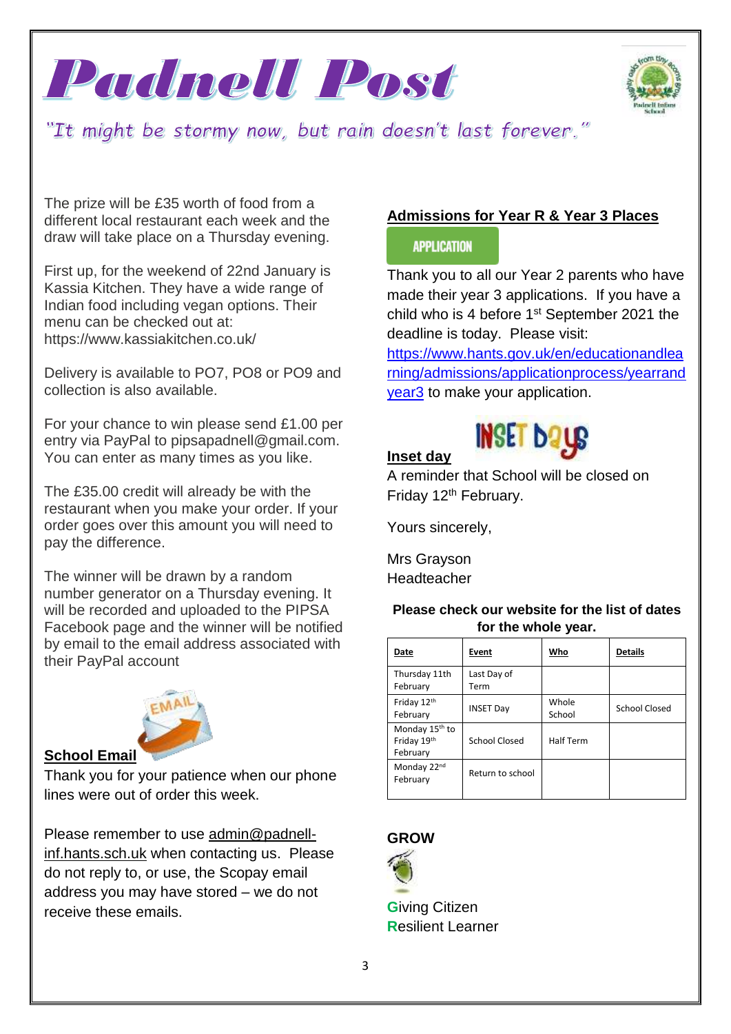# Padnell Post

*"It might be stormy now, but rain doesn't last forever."*

The prize will be £35 worth of food from a different local restaurant each week and the draw will take place on a Thursday evening.

First up, for the weekend of 22nd January is Kassia Kitchen. They have a wide range of Indian food including vegan options. Their menu can be checked out at: https://www.kassiakitchen.co.uk/

Delivery is available to PO7, PO8 or PO9 and collection is also available.

For your chance to win please send £1.00 per entry via PayPal to pipsapadnell@gmail.com. You can enter as many times as you like.

The £35.00 credit will already be with the restaurant when you make your order. If your order goes over this amount you will need to pay the difference.

The winner will be drawn by a random number generator on a Thursday evening. It will be recorded and uploaded to the PIPSA Facebook page and the winner will be notified by email to the email address associated with their PayPal account

## School Email

Thank you for your patience when our phone lines were out of order this week.

Please remember to use admin@padnell-inf.hants.sch.uk when contacting us. Please do not reply to, or use, the Scopay email address you may have stored – we do not receive these emails.

## Admissions for Year R & Year 3 Places

APPLICATION

Thank you to all our Year 2 parents who have made their year 3 applications. If you have a child who is 4 before 1st September 2021 the deadline is today. Please visit: https://www.hants.gov.uk/en/educationandlearning/admissions/applicationprocess/yearrandyear3 to make your application.

## Inset day

A reminder that School will be closed on Friday 12th February.

Yours sincerely,

Mrs Grayson
Headteacher

**Please check our website for the list of dates for the whole year.**

| Date | Event | Who | Details |
|---|---|---|---|
| Thursday 11th February | Last Day of Term | | |
| Friday 12th February | INSET Day | Whole School | School Closed |
| Monday 15th to Friday 19th February | School Closed | Half Term | |
| Monday 22nd February | Return to school | | |

## GROW

**G**iving Citizen
**R**esilient Learner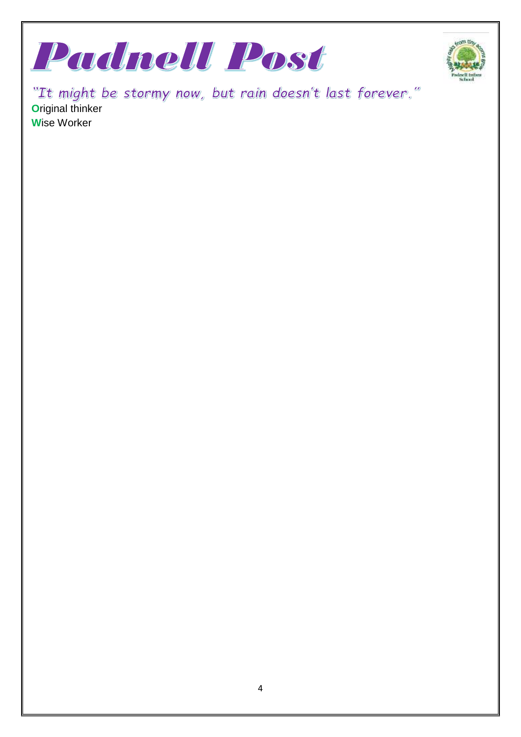# Padnell Post

*"It might be stormy now, but rain doesn't last forever."*

**O**riginal thinker

**W**ise Worker